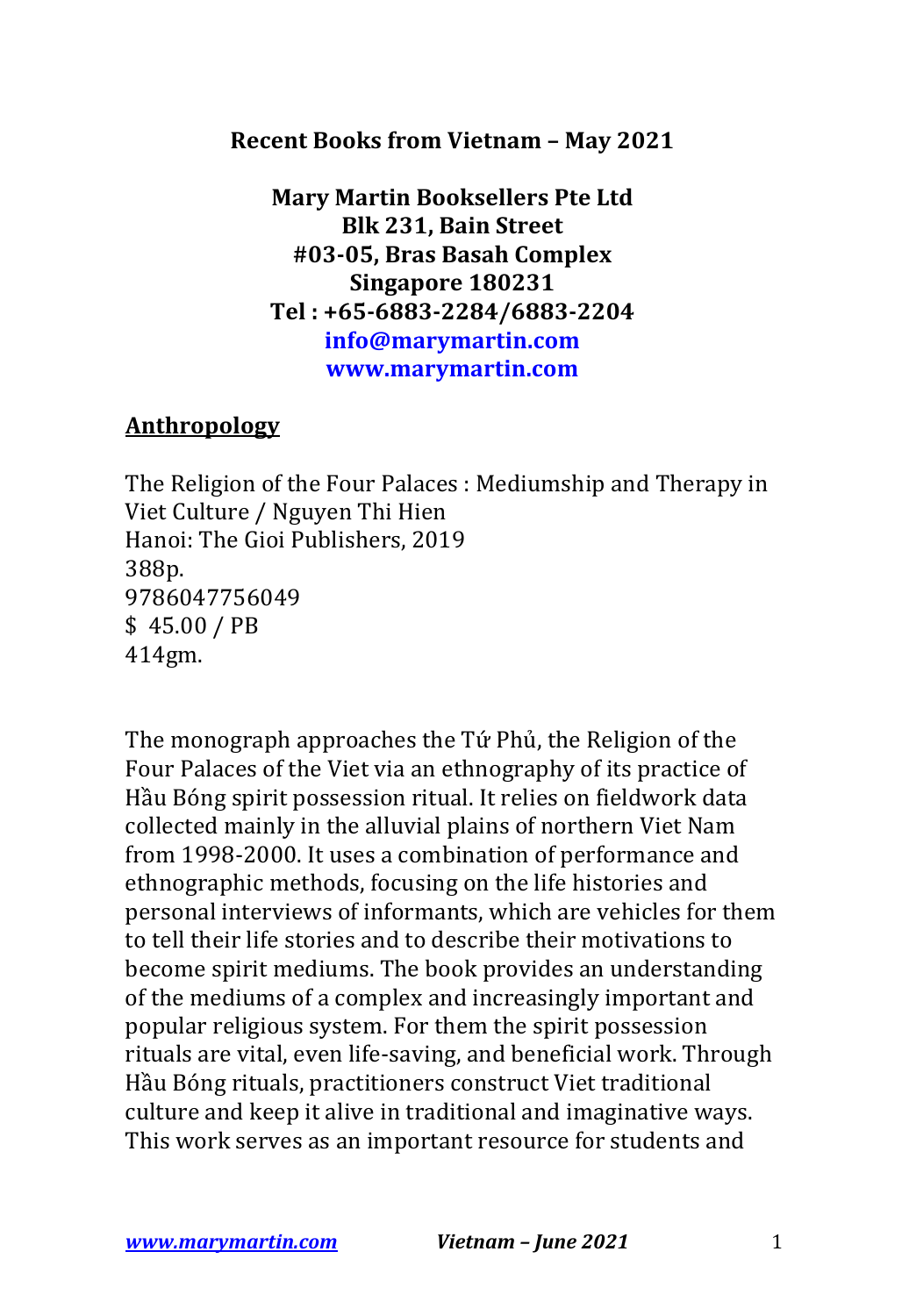**Recent Books from Vietnam – May 2021**

**Mary Martin Booksellers Pte Ltd**
**Blk 231, Bain Street**
**#03-05, Bras Basah Complex**
**Singapore 180231**
**Tel : +65-6883-2284/6883-2204**
**info@marymartin.com**
**www.marymartin.com**

## Anthropology

The Religion of the Four Palaces : Mediumship and Therapy in Viet Culture / Nguyen Thi Hien
Hanoi: The Gioi Publishers, 2019
388p.
9786047756049
$ 45.00 / PB
414gm.

The monograph approaches the Tứ Phủ, the Religion of the Four Palaces of the Viet via an ethnography of its practice of Hầu Bóng spirit possession ritual. It relies on fieldwork data collected mainly in the alluvial plains of northern Viet Nam from 1998-2000. It uses a combination of performance and ethnographic methods, focusing on the life histories and personal interviews of informants, which are vehicles for them to tell their life stories and to describe their motivations to become spirit mediums. The book provides an understanding of the mediums of a complex and increasingly important and popular religious system. For them the spirit possession rituals are vital, even life-saving, and beneficial work. Through Hầu Bóng rituals, practitioners construct Viet traditional culture and keep it alive in traditional and imaginative ways. This work serves as an important resource for students and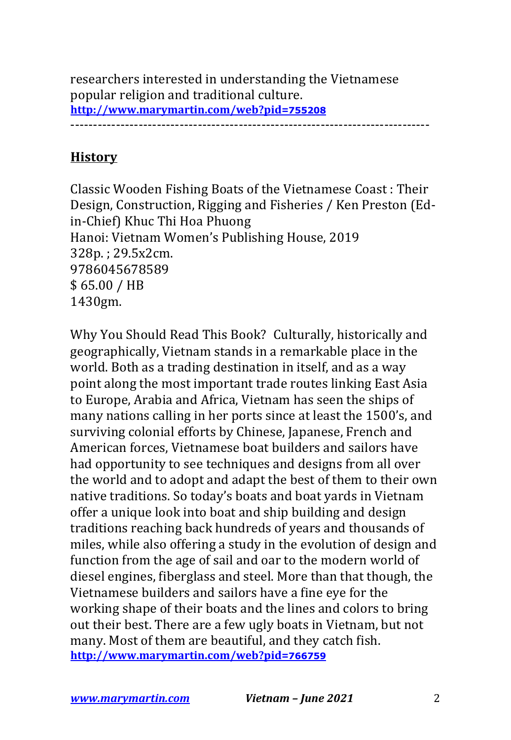researchers interested in understanding the Vietnamese popular religion and traditional culture.
**http://www.marymartin.com/web?pid=755208**

---

## History

Classic Wooden Fishing Boats of the Vietnamese Coast : Their Design, Construction, Rigging and Fisheries / Ken Preston (Ed-in-Chief) Khuc Thi Hoa Phuong
Hanoi: Vietnam Women's Publishing House, 2019
328p. ; 29.5x2cm.
9786045678589
$ 65.00 / HB
1430gm.

Why You Should Read This Book? Culturally, historically and geographically, Vietnam stands in a remarkable place in the world. Both as a trading destination in itself, and as a way point along the most important trade routes linking East Asia to Europe, Arabia and Africa, Vietnam has seen the ships of many nations calling in her ports since at least the 1500's, and surviving colonial efforts by Chinese, Japanese, French and American forces, Vietnamese boat builders and sailors have had opportunity to see techniques and designs from all over the world and to adopt and adapt the best of them to their own native traditions. So today's boats and boat yards in Vietnam offer a unique look into boat and ship building and design traditions reaching back hundreds of years and thousands of miles, while also offering a study in the evolution of design and function from the age of sail and oar to the modern world of diesel engines, fiberglass and steel. More than that though, the Vietnamese builders and sailors have a fine eye for the working shape of their boats and the lines and colors to bring out their best. There are a few ugly boats in Vietnam, but not many. Most of them are beautiful, and they catch fish.
**http://www.marymartin.com/web?pid=766759**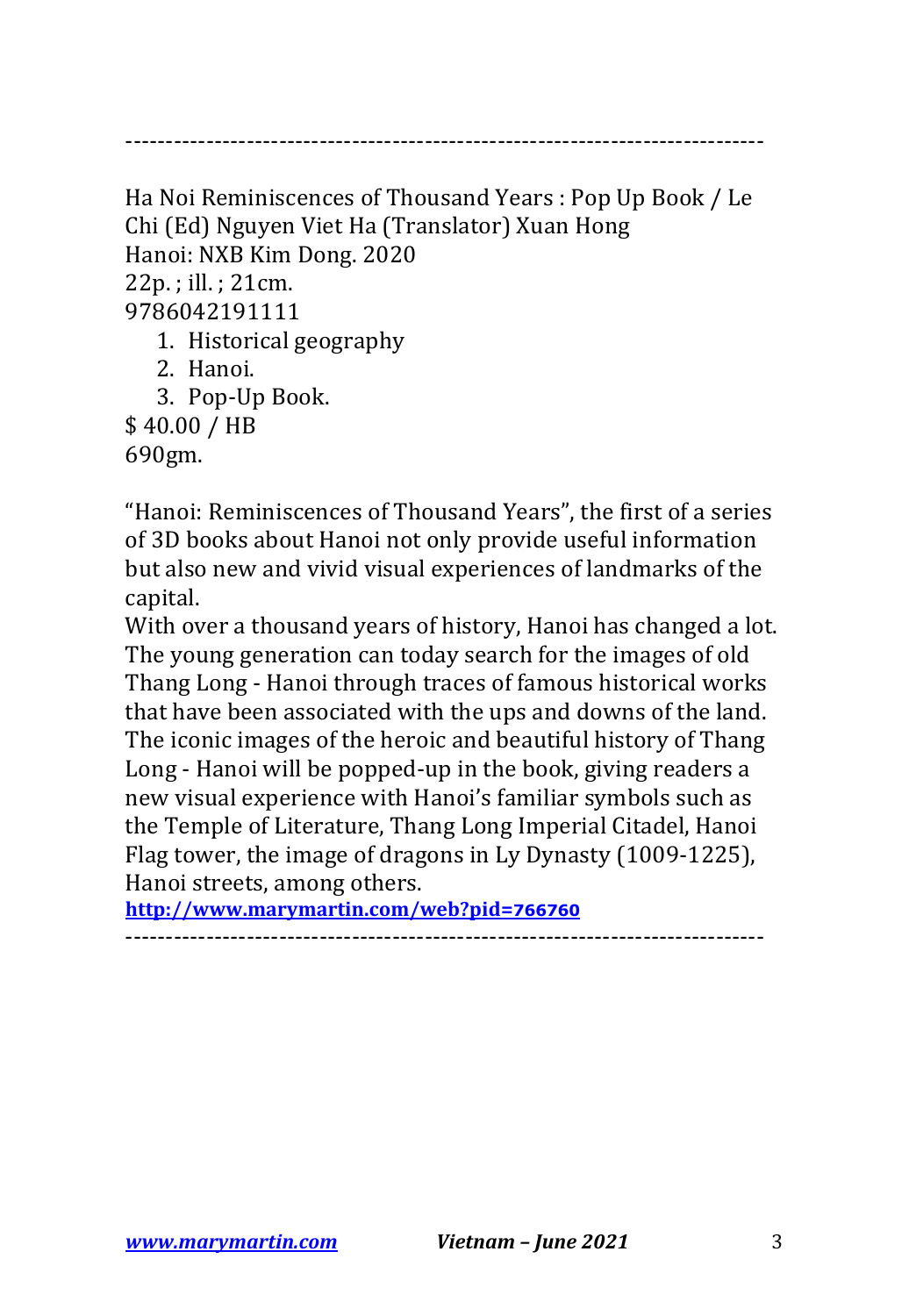-------------------------------------------------------------------------------

Ha Noi Reminiscences of Thousand Years : Pop Up Book / Le Chi (Ed) Nguyen Viet Ha (Translator) Xuan Hong
Hanoi: NXB Kim Dong. 2020
22p. ; ill. ; 21cm.
9786042191111

1. Historical geography
2. Hanoi.
3. Pop-Up Book.

$ 40.00 / HB
690gm.

"Hanoi: Reminiscences of Thousand Years", the first of a series of 3D books about Hanoi not only provide useful information but also new and vivid visual experiences of landmarks of the capital.
With over a thousand years of history, Hanoi has changed a lot. The young generation can today search for the images of old Thang Long - Hanoi through traces of famous historical works that have been associated with the ups and downs of the land. The iconic images of the heroic and beautiful history of Thang Long - Hanoi will be popped-up in the book, giving readers a new visual experience with Hanoi's familiar symbols such as the Temple of Literature, Thang Long Imperial Citadel, Hanoi Flag tower, the image of dragons in Ly Dynasty (1009-1225), Hanoi streets, among others.
**http://www.marymartin.com/web?pid=766760**

-------------------------------------------------------------------------------